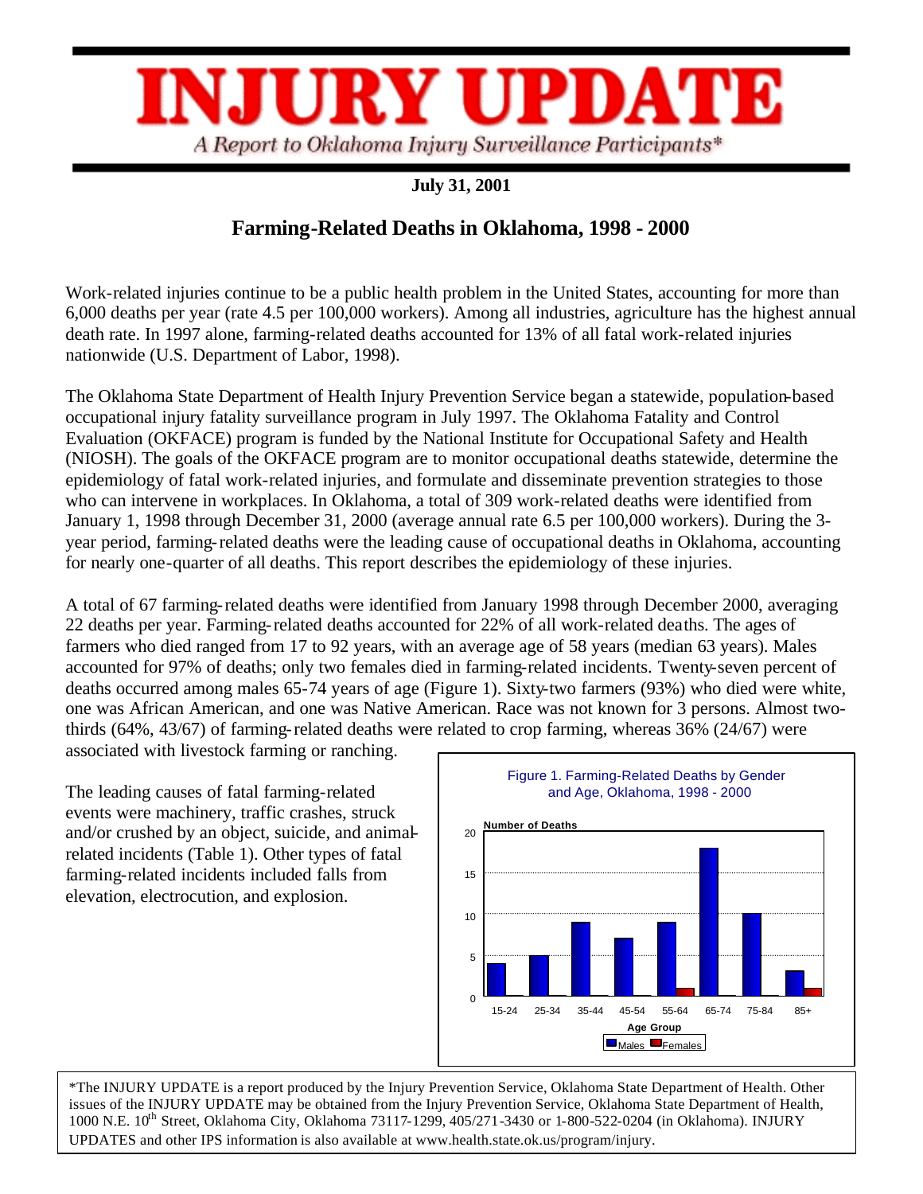# INJURY UPDATE

*A Report to Oklahoma Injury Surveillance Participants**

**July 31, 2001**

## Farming-Related Deaths in Oklahoma, 1998 - 2000

Work-related injuries continue to be a public health problem in the United States, accounting for more than 6,000 deaths per year (rate 4.5 per 100,000 workers). Among all industries, agriculture has the highest annual death rate. In 1997 alone, farming-related deaths accounted for 13% of all fatal work-related injuries nationwide (U.S. Department of Labor, 1998).

The Oklahoma State Department of Health Injury Prevention Service began a statewide, population-based occupational injury fatality surveillance program in July 1997. The Oklahoma Fatality and Control Evaluation (OKFACE) program is funded by the National Institute for Occupational Safety and Health (NIOSH). The goals of the OKFACE program are to monitor occupational deaths statewide, determine the epidemiology of fatal work-related injuries, and formulate and disseminate prevention strategies to those who can intervene in workplaces. In Oklahoma, a total of 309 work-related deaths were identified from January 1, 1998 through December 31, 2000 (average annual rate 6.5 per 100,000 workers). During the 3-year period, farming-related deaths were the leading cause of occupational deaths in Oklahoma, accounting for nearly one-quarter of all deaths. This report describes the epidemiology of these injuries.

A total of 67 farming-related deaths were identified from January 1998 through December 2000, averaging 22 deaths per year. Farming-related deaths accounted for 22% of all work-related deaths. The ages of farmers who died ranged from 17 to 92 years, with an average age of 58 years (median 63 years). Males accounted for 97% of deaths; only two females died in farming-related incidents. Twenty-seven percent of deaths occurred among males 65-74 years of age (Figure 1). Sixty-two farmers (93%) who died were white, one was African American, and one was Native American. Race was not known for 3 persons. Almost two-thirds (64%, 43/67) of farming-related deaths were related to crop farming, whereas 36% (24/67) were associated with livestock farming or ranching.

The leading causes of fatal farming-related events were machinery, traffic crashes, struck and/or crushed by an object, suicide, and animal-related incidents (Table 1). Other types of fatal farming-related incidents included falls from elevation, electrocution, and explosion.

Figure 1. Farming-Related Deaths by Gender and Age, Oklahoma, 1998 - 2000

| Age Group | Males | Females |
|---|---|---|
| 15-24 | 4 | 0 |
| 25-34 | 5 | 0 |
| 35-44 | 9 | 0 |
| 45-54 | 7 | 0 |
| 55-64 | 9 | 1 |
| 65-74 | 18 | 0 |
| 75-84 | 10 | 0 |
| 85+ | 3 | 1 |

*The INJURY UPDATE is a report produced by the Injury Prevention Service, Oklahoma State Department of Health. Other issues of the INJURY UPDATE may be obtained from the Injury Prevention Service, Oklahoma State Department of Health, 1000 N.E. 10th Street, Oklahoma City, Oklahoma 73117-1299, 405/271-3430 or 1-800-522-0204 (in Oklahoma). INJURY UPDATES and other IPS information is also available at www.health.state.ok.us/program/injury.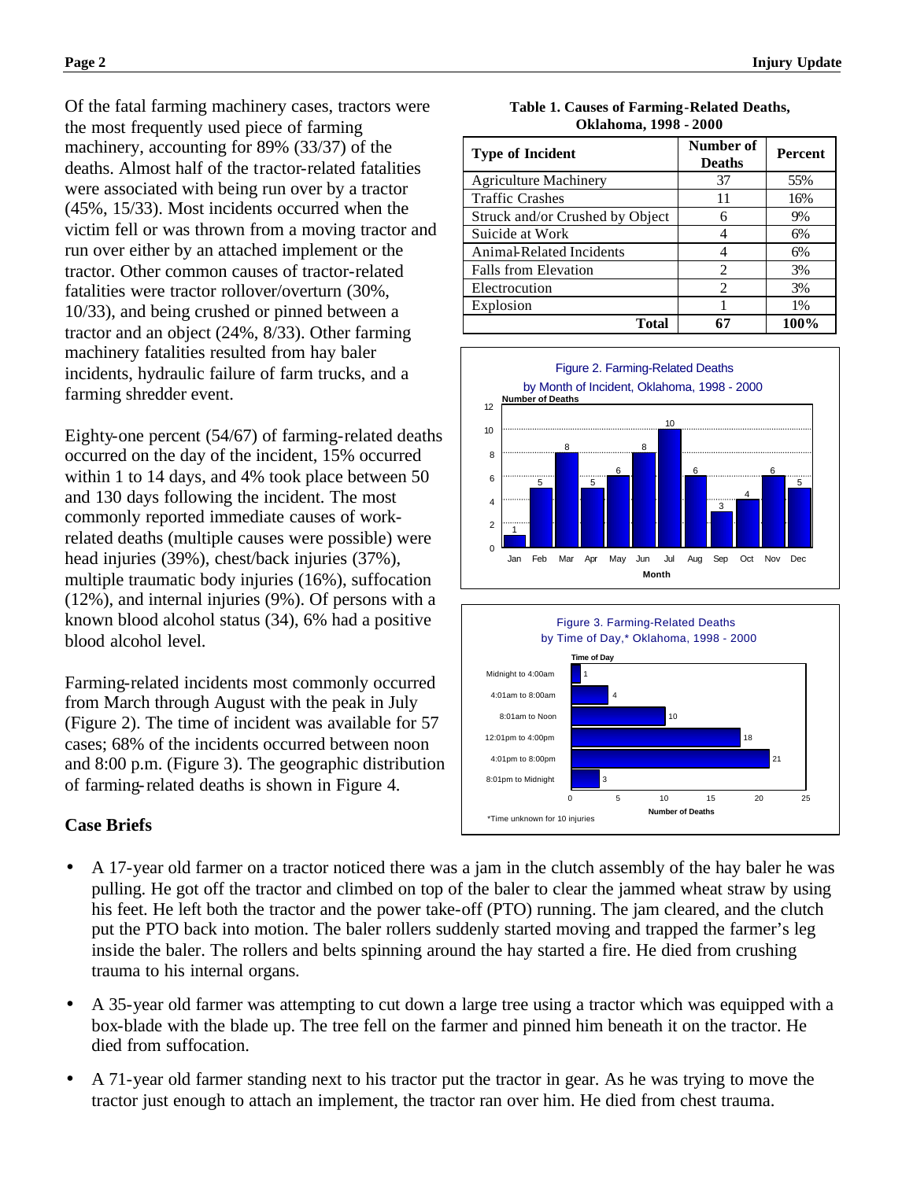Of the fatal farming machinery cases, tractors were the most frequently used piece of farming machinery, accounting for 89% (33/37) of the deaths. Almost half of the tractor-related fatalities were associated with being run over by a tractor (45%, 15/33). Most incidents occurred when the victim fell or was thrown from a moving tractor and run over either by an attached implement or the tractor. Other common causes of tractor-related fatalities were tractor rollover/overturn (30%, 10/33), and being crushed or pinned between a tractor and an object (24%, 8/33). Other farming machinery fatalities resulted from hay baler incidents, hydraulic failure of farm trucks, and a farming shredder event.

Eighty-one percent (54/67) of farming-related deaths occurred on the day of the incident, 15% occurred within 1 to 14 days, and 4% took place between 50 and 130 days following the incident. The most commonly reported immediate causes of work-related deaths (multiple causes were possible) were head injuries (39%), chest/back injuries (37%), multiple traumatic body injuries (16%), suffocation (12%), and internal injuries (9%). Of persons with a known blood alcohol status (34), 6% had a positive blood alcohol level.

Farming-related incidents most commonly occurred from March through August with the peak in July (Figure 2). The time of incident was available for 57 cases; 68% of the incidents occurred between noon and 8:00 p.m. (Figure 3). The geographic distribution of farming-related deaths is shown in Figure 4.

**Table 1. Causes of Farming-Related Deaths, Oklahoma, 1998 - 2000**

| Type of Incident | Number of Deaths | Percent |
|---|---|---|
| Agriculture Machinery | 37 | 55% |
| Traffic Crashes | 11 | 16% |
| Struck and/or Crushed by Object | 6 | 9% |
| Suicide at Work | 4 | 6% |
| Animal-Related Incidents | 4 | 6% |
| Falls from Elevation | 2 | 3% |
| Electrocution | 2 | 3% |
| Explosion | 1 | 1% |
| **Total** | **67** | **100%** |

Figure 2. Farming-Related Deaths by Month of Incident, Oklahoma, 1998 - 2000

| Month | Number of Deaths |
|---|---|
| Jan | 1 |
| Feb | 5 |
| Mar | 8 |
| Apr | 5 |
| May | 6 |
| Jun | 8 |
| Jul | 10 |
| Aug | 6 |
| Sep | 3 |
| Oct | 4 |
| Nov | 6 |
| Dec | 5 |

Figure 3. Farming-Related Deaths by Time of Day,* Oklahoma, 1998 - 2000

| Time of Day | Number of Deaths |
|---|---|
| Midnight to 4:00am | 1 |
| 4:01am to 8:00am | 4 |
| 8:01am to Noon | 10 |
| 12:01pm to 4:00pm | 18 |
| 4:01pm to 8:00pm | 21 |
| 8:01pm to Midnight | 3 |

*Time unknown for 10 injuries

## Case Briefs

- A 17-year old farmer on a tractor noticed there was a jam in the clutch assembly of the hay baler he was pulling. He got off the tractor and climbed on top of the baler to clear the jammed wheat straw by using his feet. He left both the tractor and the power take-off (PTO) running. The jam cleared, and the clutch put the PTO back into motion. The baler rollers suddenly started moving and trapped the farmer's leg inside the baler. The rollers and belts spinning around the hay started a fire. He died from crushing trauma to his internal organs.
- A 35-year old farmer was attempting to cut down a large tree using a tractor which was equipped with a box-blade with the blade up. The tree fell on the farmer and pinned him beneath it on the tractor. He died from suffocation.
- A 71-year old farmer standing next to his tractor put the tractor in gear. As he was trying to move the tractor just enough to attach an implement, the tractor ran over him. He died from chest trauma.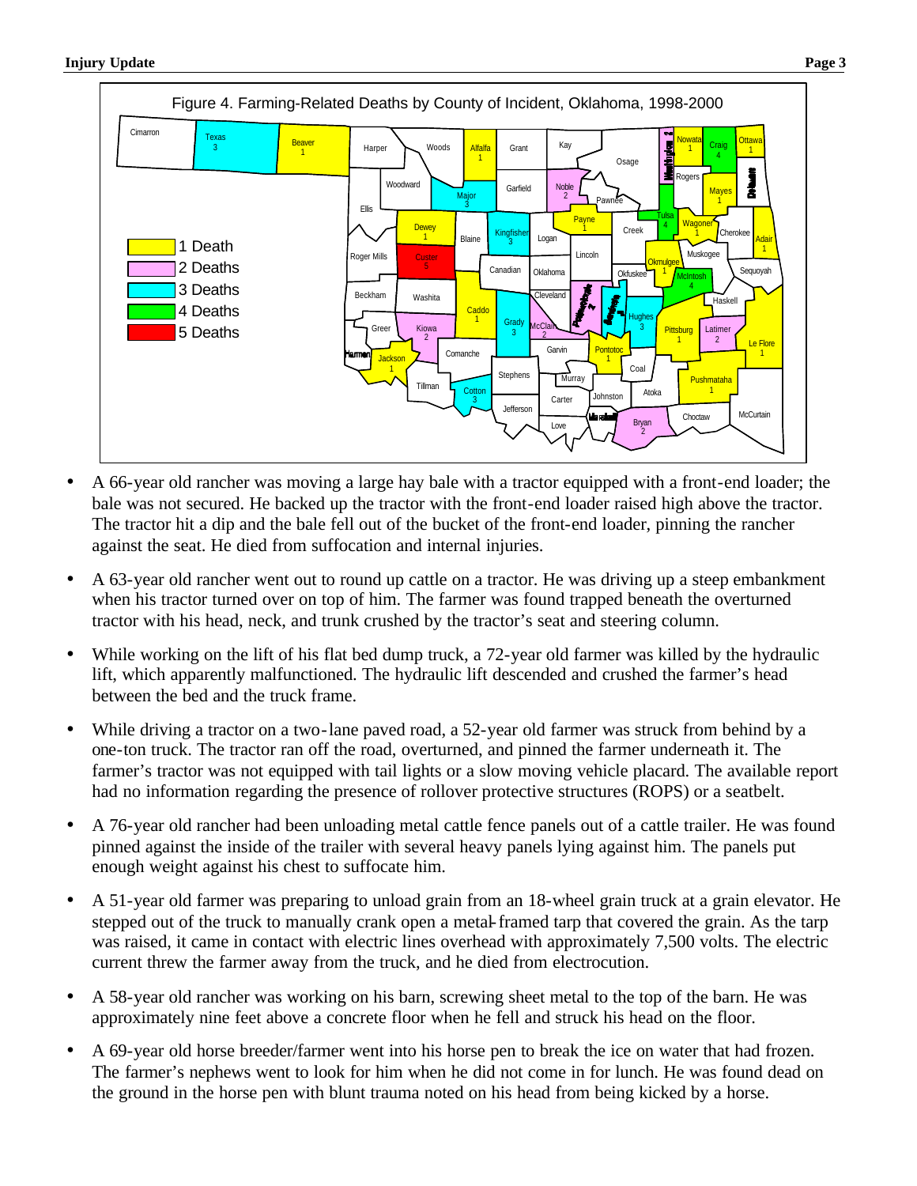Figure 4. Farming-Related Deaths by County of Incident, Oklahoma, 1998-2000

- A 66-year old rancher was moving a large hay bale with a tractor equipped with a front-end loader; the bale was not secured. He backed up the tractor with the front-end loader raised high above the tractor. The tractor hit a dip and the bale fell out of the bucket of the front-end loader, pinning the rancher against the seat. He died from suffocation and internal injuries.
- A 63-year old rancher went out to round up cattle on a tractor. He was driving up a steep embankment when his tractor turned over on top of him. The farmer was found trapped beneath the overturned tractor with his head, neck, and trunk crushed by the tractor's seat and steering column.
- While working on the lift of his flat bed dump truck, a 72-year old farmer was killed by the hydraulic lift, which apparently malfunctioned. The hydraulic lift descended and crushed the farmer's head between the bed and the truck frame.
- While driving a tractor on a two-lane paved road, a 52-year old farmer was struck from behind by a one-ton truck. The tractor ran off the road, overturned, and pinned the farmer underneath it. The farmer's tractor was not equipped with tail lights or a slow moving vehicle placard. The available report had no information regarding the presence of rollover protective structures (ROPS) or a seatbelt.
- A 76-year old rancher had been unloading metal cattle fence panels out of a cattle trailer. He was found pinned against the inside of the trailer with several heavy panels lying against him. The panels put enough weight against his chest to suffocate him.
- A 51-year old farmer was preparing to unload grain from an 18-wheel grain truck at a grain elevator. He stepped out of the truck to manually crank open a metal-framed tarp that covered the grain. As the tarp was raised, it came in contact with electric lines overhead with approximately 7,500 volts. The electric current threw the farmer away from the truck, and he died from electrocution.
- A 58-year old rancher was working on his barn, screwing sheet metal to the top of the barn. He was approximately nine feet above a concrete floor when he fell and struck his head on the floor.
- A 69-year old horse breeder/farmer went into his horse pen to break the ice on water that had frozen. The farmer's nephews went to look for him when he did not come in for lunch. He was found dead on the ground in the horse pen with blunt trauma noted on his head from being kicked by a horse.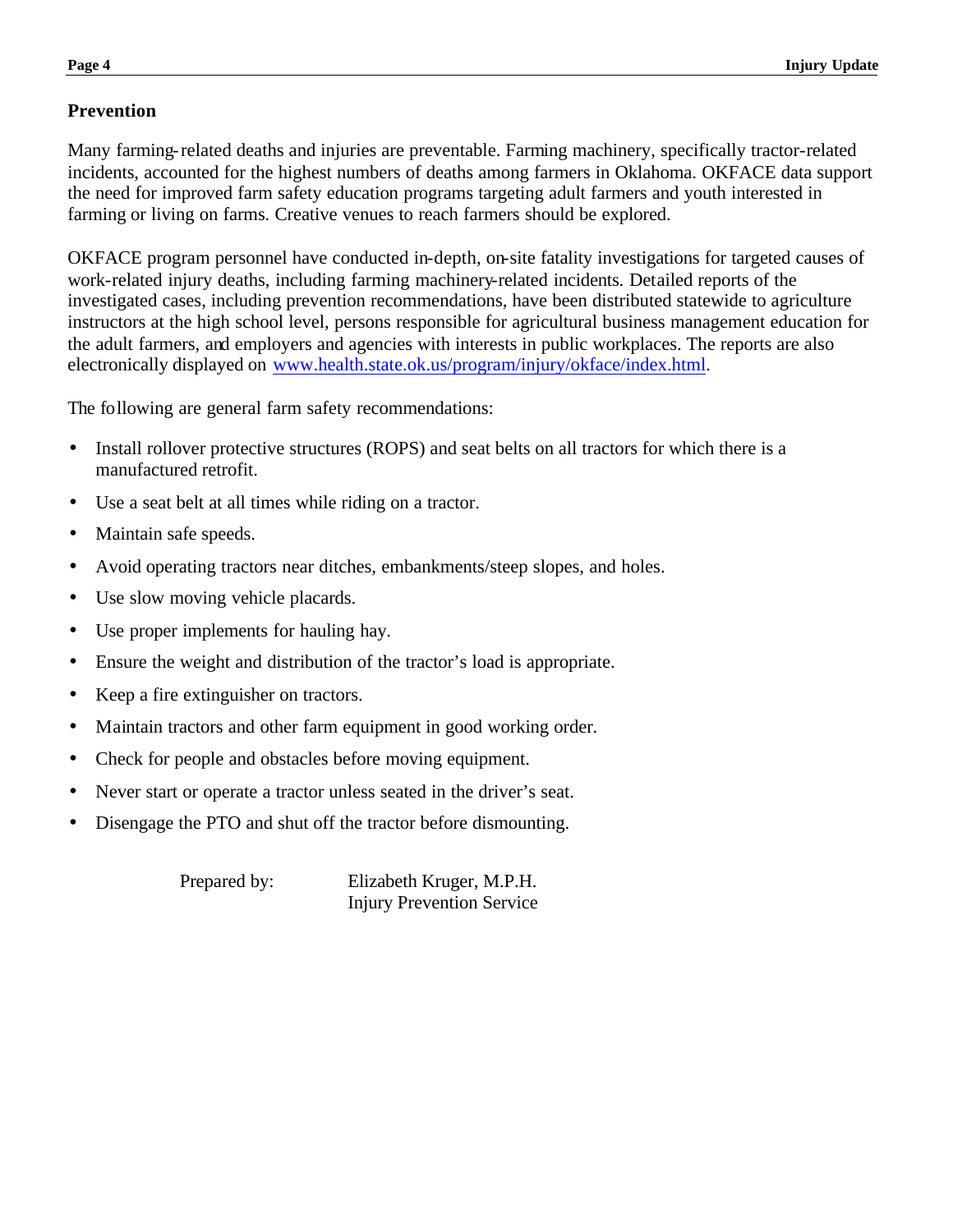## Prevention

Many farming-related deaths and injuries are preventable. Farming machinery, specifically tractor-related incidents, accounted for the highest numbers of deaths among farmers in Oklahoma. OKFACE data support the need for improved farm safety education programs targeting adult farmers and youth interested in farming or living on farms. Creative venues to reach farmers should be explored.

OKFACE program personnel have conducted in-depth, on-site fatality investigations for targeted causes of work-related injury deaths, including farming machinery-related incidents. Detailed reports of the investigated cases, including prevention recommendations, have been distributed statewide to agriculture instructors at the high school level, persons responsible for agricultural business management education for the adult farmers, and employers and agencies with interests in public workplaces. The reports are also electronically displayed on [www.health.state.ok.us/program/injury/okface/index.html](http://www.health.state.ok.us/program/injury/okface/index.html).

The following are general farm safety recommendations:

- Install rollover protective structures (ROPS) and seat belts on all tractors for which there is a manufactured retrofit.
- Use a seat belt at all times while riding on a tractor.
- Maintain safe speeds.
- Avoid operating tractors near ditches, embankments/steep slopes, and holes.
- Use slow moving vehicle placards.
- Use proper implements for hauling hay.
- Ensure the weight and distribution of the tractor's load is appropriate.
- Keep a fire extinguisher on tractors.
- Maintain tractors and other farm equipment in good working order.
- Check for people and obstacles before moving equipment.
- Never start or operate a tractor unless seated in the driver's seat.
- Disengage the PTO and shut off the tractor before dismounting.

Prepared by: Elizabeth Kruger, M.P.H.
Injury Prevention Service